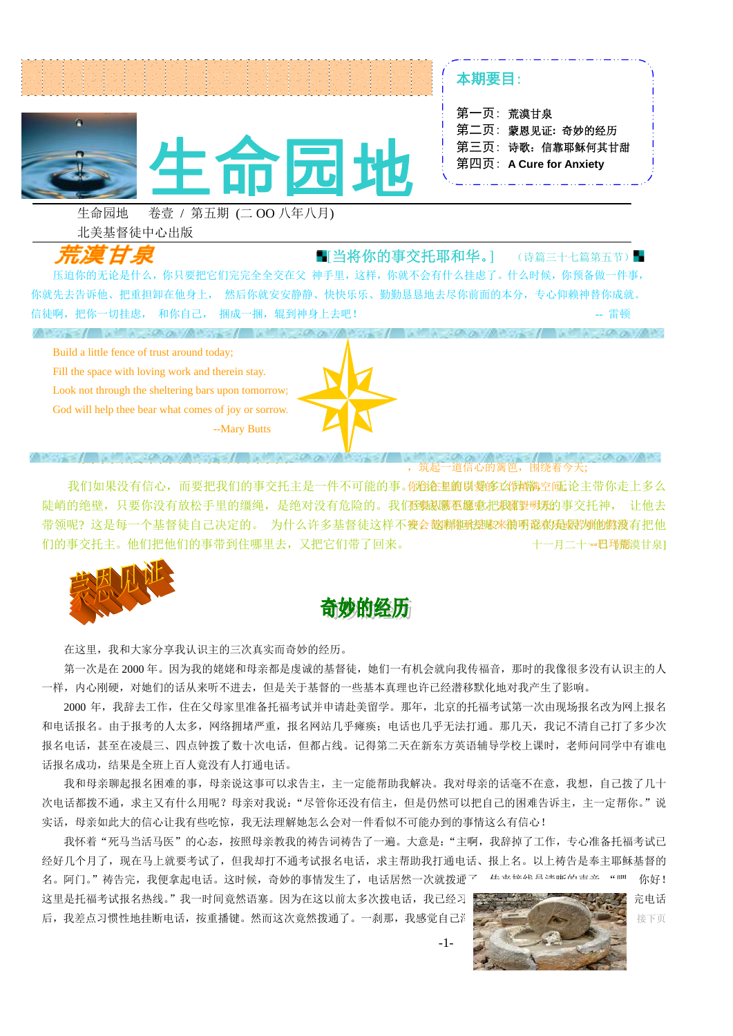# 生命园地

**本期要目：**

第一页：荒漠甘泉
第二页：蒙恩见证：奇妙的经历
第三页：诗歌：信靠耶稣何其甘甜
第四页：A Cure for Anxiety

生命园地　卷壹 / 第五期（二 OO 八年八月）
北美基督徒中心出版

## 荒漠甘泉

[当将你的事交托耶和华。]　（诗篇三十七篇第五节）

压迫你的无论是什么，你只要把它们完完全全交在父神手里，这样，你就不会有什么挂虑了。什么时候，你预备做一件事，你就先去告诉他、把重担卸在他身上，然后你就安安静静、快快乐乐、勤勤恳恳地去尽你前面的本分，专心仰赖神替你成就。信徒啊，把你一切挂虑，和你自己，捆成一捆，辊到神身上去吧！　-- 雷顿

Build a little fence of trust around today;
Fill the space with loving work and therein stay.
Look not through the sheltering bars upon tomorrow;
God will help thee bear what comes of joy or sorrow.
--Mary Butts

，筑起一道信心的篱笆，围绕着今天；

我们如果没有信心，而要把我们的事交托主是一件不可能的事。你论主把多么大自己空间无论主带你走上多么陡峭的绝壁，只要你没有放松手里的缰绳，是绝对没有危险的。我们到底愿不愿意把我们的事交托神，让他去带领呢？这是每一个基督徒自己决定的。为什么许多基督徒这样不安？就是因为他们没有把他们的事交托主。他们把他们的事带到住哪里去，又把它们带了回来。　十一月二十一日（荒漠甘泉）

## 蒙恩见证

### 奇妙的经历

在这里，我和大家分享我认识主的三次真实而奇妙的经历。

第一次是在 2000 年。因为我的姥姥和母亲都是虔诚的基督徒，她们一有机会就向我传福音，那时的我像很多没有认识主的人一样，内心刚硬，对她们的话从来听不进去，但是关于基督的一些基本真理也许已经潜移默化地对我产生了影响。

2000 年，我辞去工作，住在父母家里准备托福考试并申请赴美留学。那年，北京的托福考试第一次由现场报名改为网上报名和电话报名。由于报考的人太多，网络拥堵严重，报名网站几乎瘫痪；电话也几乎无法打通。那几天，我记不清自己打了多少次报名电话，甚至在凌晨三、四点钟拨了数十次电话，但都占线。记得第二天在新东方英语辅导学校上课时，老师问同学中有谁电话报名成功，结果是全班上百人竟没有人打通电话。

我和母亲聊起报名困难的事，母亲说这事可以求告主，主一定能帮助我解决。我对母亲的话毫不在意，我想，自己拨了几十次电话都拨不通，求主又有什么用呢？母亲对我说："尽管你还没有信主，但是仍然可以把自己的困难告诉主，主一定帮你。"说实话，母亲如此大的信心让我有些吃惊，我无法理解她怎么会对一件看似不可能办到的事情这么有信心！

我怀着"死马当活马医"的心态，按照母亲教我的祷告词祷告了一遍。大意是："主啊，我辞掉了工作，专心准备托福考试已经好几个月了，现在马上就要考试了，但我却打不通考试报名电话，求主帮助我打通电话、报上名。以上祷告是奉主耶稣基督的名。阿门。"祷告完，我便拿起电话。这时候，奇妙的事情发生了，电话居然一次就拨通了，传来接线员清晰的声音："喂，你好！这里是托福考试报名热线。"我一时间竟然语塞。因为在这以前太多次拨电话，我已经习惯了拨完电话后，我差点习惯性地挂断电话，按重播键。然而这次竟然拨通了。一刹那，我感觉自己……

接下页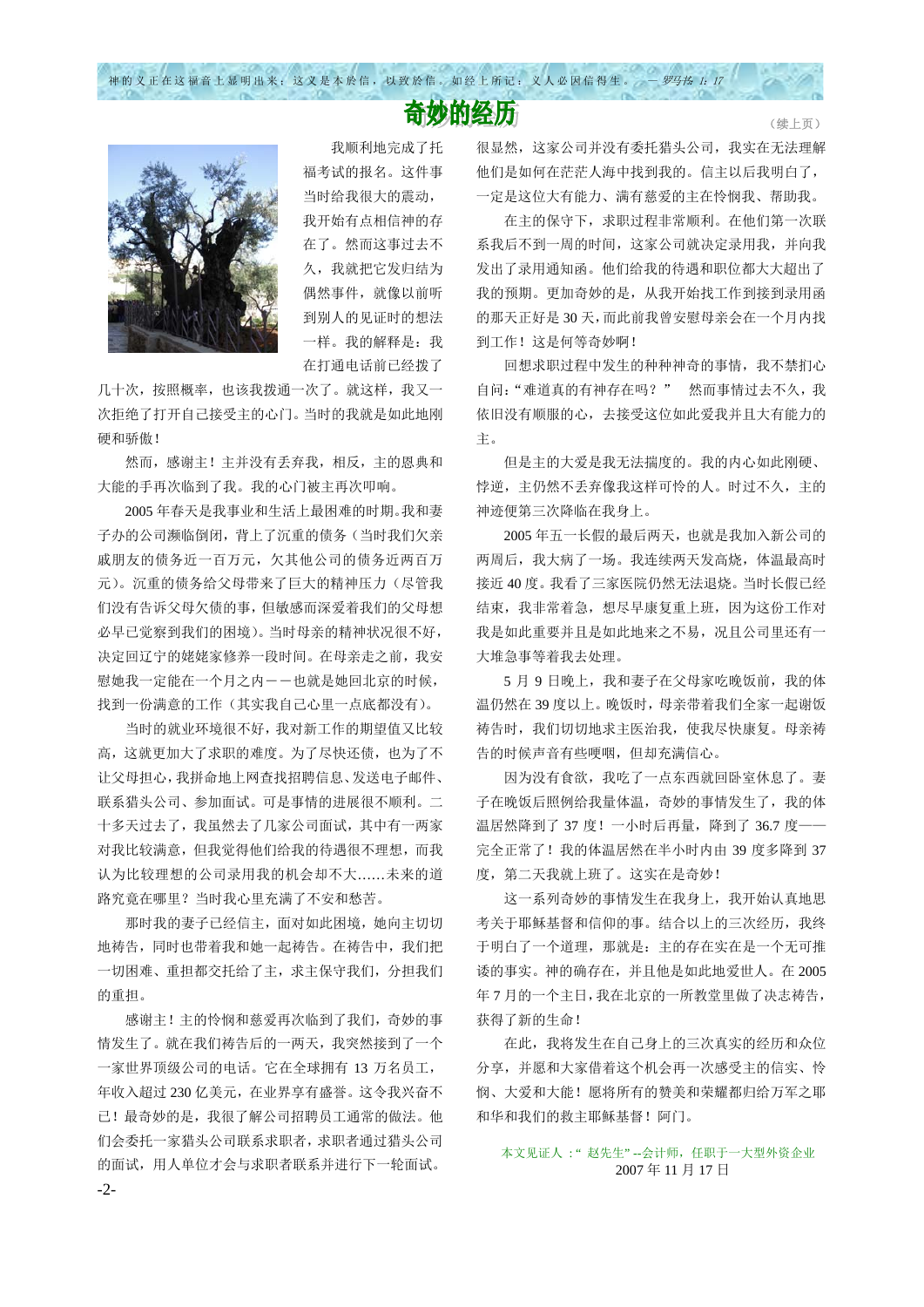# 奇妙的经历

（续上页）

我顺利地完成了托福考试的报名。这件事当时给我很大的震动，我开始有点相信神的存在了。然而这事过去不久，我就把它发归结为偶然事件，就像以前听到别人的见证时的想法一样。我的解释是：我在打通电话前已经拨了几十次，按照概率，也该我拨通一次了。就这样，我又一次拒绝了打开自己接受主的心门。当时的我就是如此地刚硬和骄傲！

然而，感谢主！主并没有丢弃我，相反，主的恩典和大能的手再次临到了我。我的心门被主再次叩响。

2005 年春天是我事业和生活上最困难的时期。我和妻子办的公司濒临倒闭，背上了沉重的债务（当时我们欠亲戚朋友的债务近一百万元，欠其他公司的债务近两百万元）。沉重的债务给父母带来了巨大的精神压力（尽管我们没有告诉父母欠债的事，但敏感而深爱着我们的父母想必早已觉察到我们的困境）。当时母亲的精神状况很不好，决定回辽宁的姥姥家修养一段时间。在母亲走之前，我安慰她我一定能在一个月之内－－也就是她回北京的时候，找到一份满意的工作（其实我自己心里一点底都没有）。

当时的就业环境很不好，我对新工作的期望值又比较高，这就更加大了求职的难度。为了尽快还债，也为了不让父母担心，我拼命地上网查找招聘信息、发送电子邮件、联系猎头公司、参加面试。可是事情的进展很不顺利。二十多天过去了，我虽然去了几家公司面试，其中有一两家对我比较满意，但我觉得他们给我的待遇很不理想，而我认为比较理想的公司录用我的机会却不大……未来的道路究竟在哪里？当时我心里充满了不安和愁苦。

那时我的妻子已经信主，面对如此困境，她向主切切地祷告，同时也带着我和她一起祷告。在祷告中，我们把一切困难、重担都交托给了主，求主保守我们，分担我们的重担。

感谢主！主的怜悯和慈爱再次临到了我们，奇妙的事情发生了。就在我们祷告后的一两天，我突然接到了一个一家世界顶级公司的电话。它在全球拥有 13 万名员工，年收入超过 230 亿美元，在业界享有盛誉。这令我兴奋不已！最奇妙的是，我很了解公司招聘员工通常的做法。他们会委托一家猎头公司联系求职者，求职者通过猎头公司的面试，用人单位才会与求职者联系并进行下一轮面试。很显然，这家公司并没有委托猎头公司，我实在无法理解他们是如何在茫茫人海中找到我的。信主以后我明白了，一定是这位大有能力、满有慈爱的主在怜悯我、帮助我。

在主的保守下，求职过程非常顺利。在他们第一次联系我后不到一周的时间，这家公司就决定录用我，并向我发出了录用通知函。他们给我的待遇和职位都大大超出了我的预期。更加奇妙的是，从我开始找工作到接到录用函的那天正好是 30 天，而此前我曾安慰母亲会在一个月内找到工作！这是何等奇妙啊！

回想求职过程中发生的种种神奇的事情，我不禁扪心自问："难道真的有神存在吗？" 然而事情过去不久，我依旧没有顺服的心，去接受这位如此爱我并且大有能力的主。

但是主的大爱是我无法揣度的。我的内心如此刚硬、悖逆，主仍然不丢弃像我这样可怜的人。时过不久，主的神迹便第三次降临在我身上。

2005 年五一长假的最后两天，也就是我加入新公司的两周后，我大病了一场。我连续两天发高烧，体温最高时接近 40 度。我看了三家医院仍然无法退烧。当时长假已经结束，我非常着急，想尽早康复重上班，因为这份工作对我是如此重要并且是如此地来之不易，况且公司里还有一大堆急事等着我去处理。

5 月 9 日晚上，我和妻子在父母家吃晚饭前，我的体温仍然在 39 度以上。晚饭时，母亲带着我们全家一起谢饭祷告时，我们切切地求主医治我，使我尽快康复。母亲祷告的时候声音有些哽咽，但却充满信心。

因为没有食欲，我吃了一点东西就回卧室休息了。妻子在晚饭后照例给我量体温，奇妙的事情发生了，我的体温居然降到了 37 度！一小时后再量，降到了 36.7 度——完全正常了！我的体温居然在半小时内由 39 度多降到 37 度，第二天我就上班了。这实在是奇妙！

这一系列奇妙的事情发生在我身上，我开始认真地思考关于耶稣基督和信仰的事。结合以上的三次经历，我终于明白了一个道理，那就是：主的存在实在是一个无可推诿的事实。神的确存在，并且他是如此地爱世人。在 2005 年 7 月的一个主日，我在北京的一所教堂里做了决志祷告，获得了新的生命！

在此，我将发生在自己身上的三次真实的经历和众位分享，并愿和大家借着这个机会再一次感受主的信实、怜悯、大爱和大能！愿将所有的赞美和荣耀都归给万军之耶和华和我们的救主耶稣基督！阿门。

本文见证人：" 赵先生" --会计师，任职于一大型外资企业
2007 年 11 月 17 日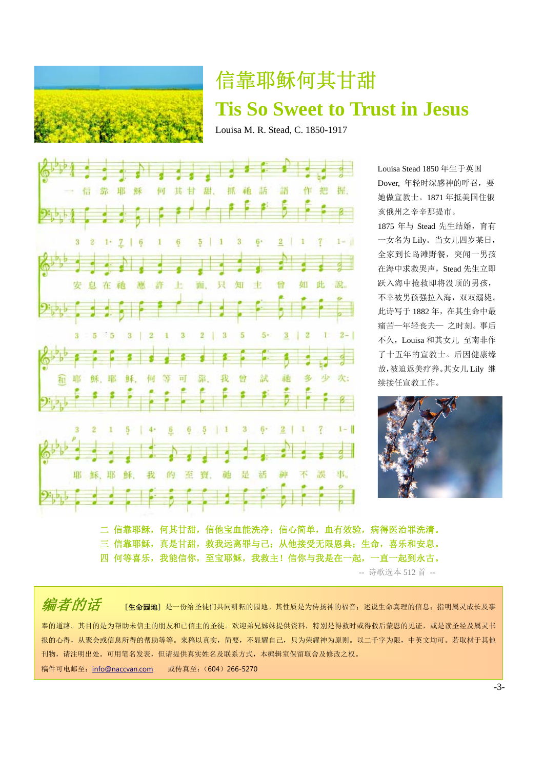# 信靠耶稣何其甘甜

# Tis So Sweet to Trust in Jesus

Louisa M. R. Stead, C. 1850-1917

Louisa Stead 1850 年生于英国 Dover, 年轻时深感神的呼召，要她做宣教士。1871 年抵美国住俄亥俄州之辛辛那提市。

1875 年与 Stead 先生结婚，育有一女名为 Lily。当女儿四岁某日，全家到长岛滩野餐，突闻一男孩在海中求救哭声，Stead 先生立即跃入海中抢救即将没顶的男孩，不幸被男孩强拉入海，双双溺毙。此诗写于 1882 年，在其生命中最痛苦—年轻丧夫— 之时刻。事后不久，Louisa 和其女儿 至南非作了十五年的宣教士。后因健康缘故，被迫返美疗养。其女儿 Lily 继续接任宣教工作。

一 信靠耶稣何其甘甜，抓祂话语作把握，安息在祂应许上面，只知主曾如此说。

（和）耶稣，耶稣，何等可靠，我曾试祂多少次；耶稣，耶稣，我的至宝，祂是话神不误事。

二 信靠耶稣，何其甘甜，信他宝血能洗净；信心简单，血有效验，病得医治罪洗清。

三 信靠耶稣，真是甘甜，救我远离罪与己；从他接受无限恩典；生命，喜乐和安息。

四 何等喜乐，我能信你，至宝耶稣，我救主！信你与我是在一起，一直一起到永古。

-- 诗歌选本 512 首 --

## 编者的话

［**生命园地**］是一份给圣徒们共同耕耘的园地。其性质是为传扬神的福音；述说生命真理的信息；指明属灵成长及事奉的道路。其目的是为帮助未信主的朋友和已信主的圣徒。欢迎弟兄姊妹提供资料，特别是得救时或得救后蒙恩的见证，或是读圣经及属灵书报的心得，从聚会或信息所得的帮助等等。来稿以真实，简要，不显耀自己，只为荣耀神为原则。以二千字为限，中英文均可。若取材于其他刊物，请注明出处。可用笔名发表，但请提供真实姓名及联系方式，本编辑室保留取舍及修改之权。

稿件可电邮至：info@naccvan.com　　或传真至：（604）266-5270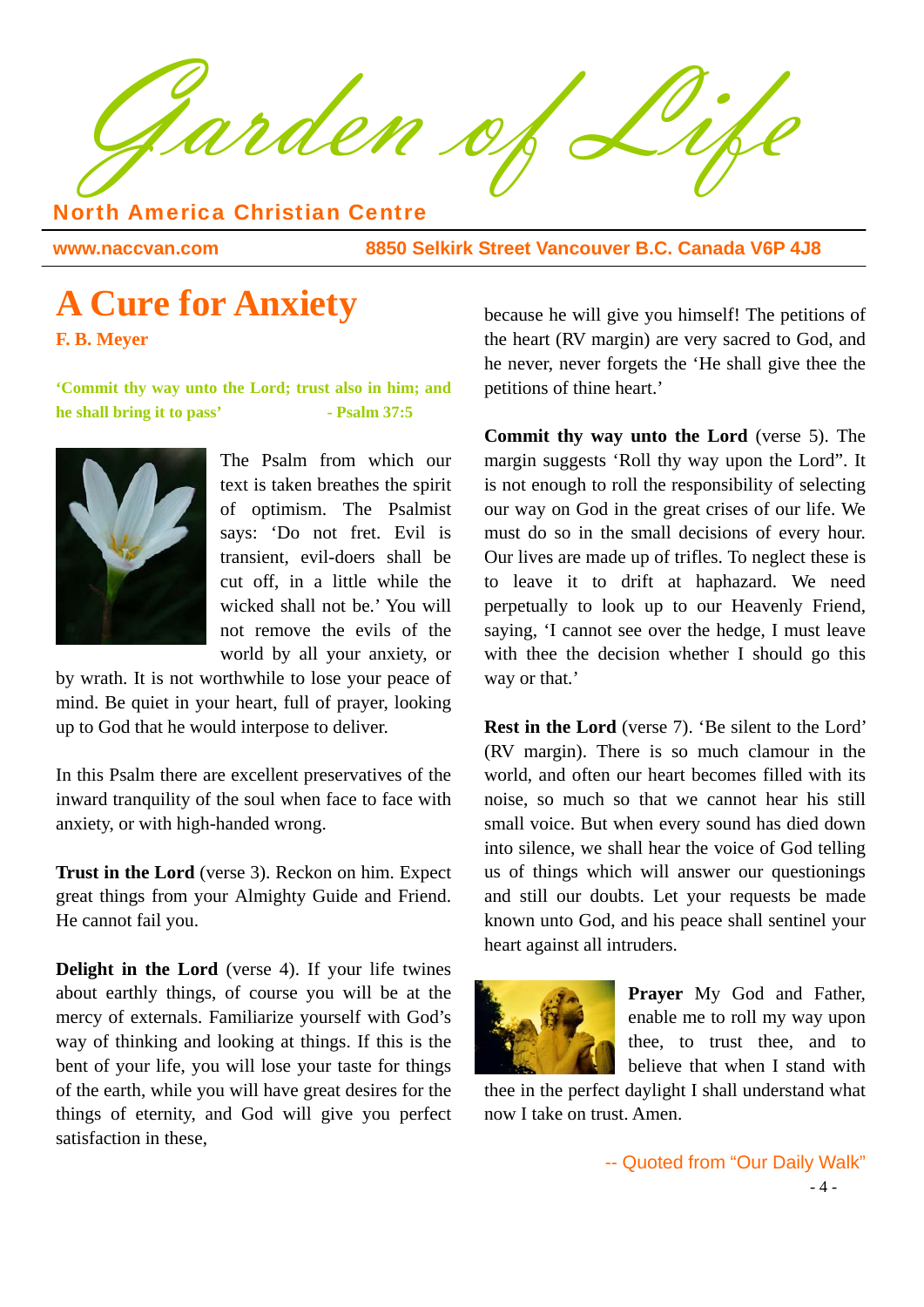# Garden of Life

**North America Christian Centre**

www.naccvan.com 8850 Selkirk Street Vancouver B.C. Canada V6P 4J8

## A Cure for Anxiety

**F. B. Meyer**

**'Commit thy way unto the Lord; trust also in him; and he shall bring it to pass' - Psalm 37:5**

The Psalm from which our text is taken breathes the spirit of optimism. The Psalmist says: 'Do not fret. Evil is transient, evil-doers shall be cut off, in a little while the wicked shall not be.' You will not remove the evils of the world by all your anxiety, or by wrath. It is not worthwhile to lose your peace of mind. Be quiet in your heart, full of prayer, looking up to God that he would interpose to deliver.

In this Psalm there are excellent preservatives of the inward tranquility of the soul when face to face with anxiety, or with high-handed wrong.

**Trust in the Lord** (verse 3). Reckon on him. Expect great things from your Almighty Guide and Friend. He cannot fail you.

**Delight in the Lord** (verse 4). If your life twines about earthly things, of course you will be at the mercy of externals. Familiarize yourself with God's way of thinking and looking at things. If this is the bent of your life, you will lose your taste for things of the earth, while you will have great desires for the things of eternity, and God will give you perfect satisfaction in these, because he will give you himself! The petitions of the heart (RV margin) are very sacred to God, and he never, never forgets the 'He shall give thee the petitions of thine heart.'

**Commit thy way unto the Lord** (verse 5). The margin suggests 'Roll thy way upon the Lord". It is not enough to roll the responsibility of selecting our way on God in the great crises of our life. We must do so in the small decisions of every hour. Our lives are made up of trifles. To neglect these is to leave it to drift at haphazard. We need perpetually to look up to our Heavenly Friend, saying, 'I cannot see over the hedge, I must leave with thee the decision whether I should go this way or that.'

**Rest in the Lord** (verse 7). 'Be silent to the Lord' (RV margin). There is so much clamour in the world, and often our heart becomes filled with its noise, so much so that we cannot hear his still small voice. But when every sound has died down into silence, we shall hear the voice of God telling us of things which will answer our questionings and still our doubts. Let your requests be made known unto God, and his peace shall sentinel your heart against all intruders.

**Prayer** My God and Father, enable me to roll my way upon thee, to trust thee, and to believe that when I stand with thee in the perfect daylight I shall understand what now I take on trust. Amen.

-- Quoted from "Our Daily Walk"